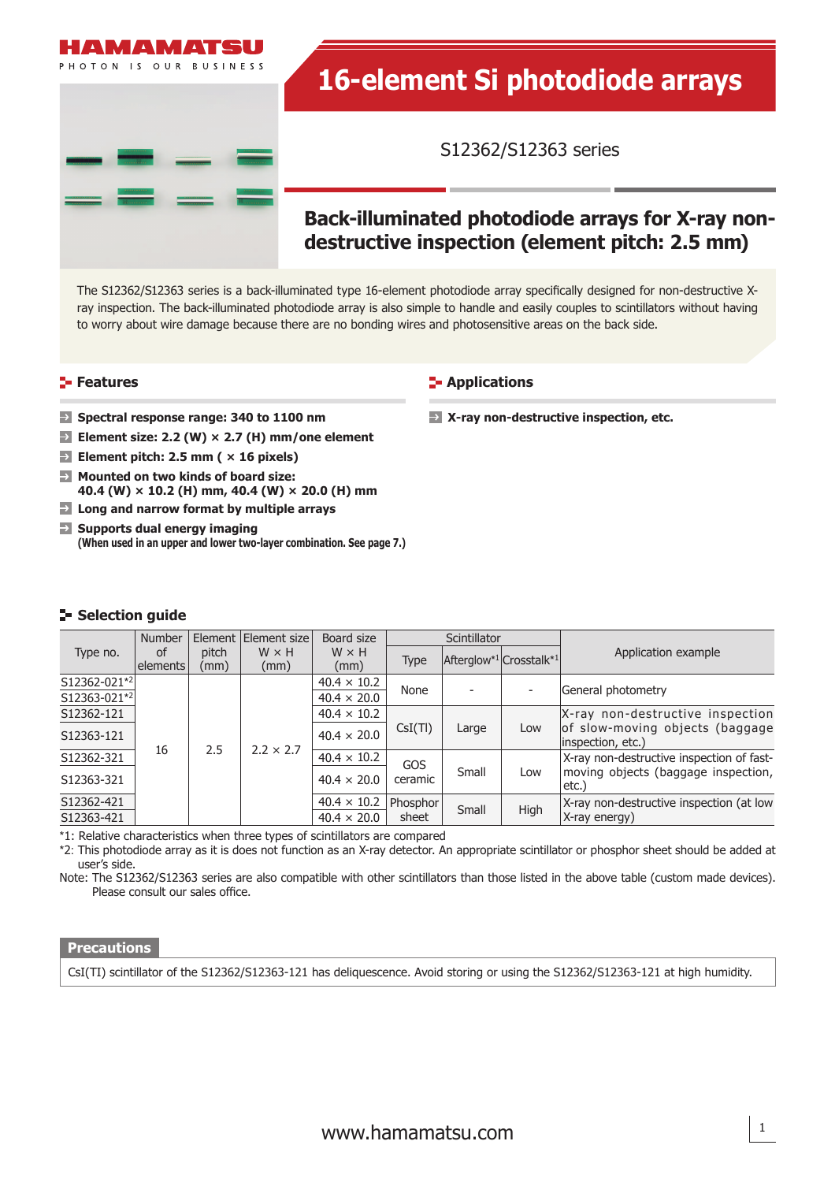HAMAMATSU

PHOTON IS OUR BUSINESS

# 16-element Si photodiode arrays

S12362/S12363 series

## Back-illuminated photodiode arrays for X-ray non-destructive inspection (element pitch: 2.5 mm)

The S12362/S12363 series is a back-illuminated type 16-element photodiode array specifically designed for non-destructive X-ray inspection. The back-illuminated photodiode array is also simple to handle and easily couples to scintillators without having to worry about wire damage because there are no bonding wires and photosensitive areas on the back side.

### Features

- **Spectral response range: 340 to 1100 nm**
- **Element size: 2.2 (W) × 2.7 (H) mm/one element**
- **Element pitch: 2.5 mm ( × 16 pixels)**
- **Mounted on two kinds of board size: 40.4 (W) × 10.2 (H) mm, 40.4 (W) × 20.0 (H) mm**
- **Long and narrow format by multiple arrays**
- **Supports dual energy imaging**
  **(When used in an upper and lower two-layer combination. See page 7.)**

### Applications

- **X-ray non-destructive inspection, etc.**

### Selection guide

| Type no. | Number of elements | Element pitch (mm) | Element size W × H (mm) | Board size W × H (mm) | Scintillator | | | Application example |
|---|---|---|---|---|---|---|---|---|
| | | | | | Type | Afterglow*1 | Crosstalk*1 | |
| S12362-021*2 | 16 | 2.5 | 2.2 × 2.7 | 40.4 × 10.2 | None | - | - | General photometry |
| S12363-021*2 | | | | 40.4 × 20.0 | | | | |
| S12362-121 | | | | 40.4 × 10.2 | CsI(Tl) | Large | Low | X-ray non-destructive inspection of slow-moving objects (baggage inspection, etc.) |
| S12363-121 | | | | 40.4 × 20.0 | | | | |
| S12362-321 | | | | 40.4 × 10.2 | GOS ceramic | Small | Low | X-ray non-destructive inspection of fast-moving objects (baggage inspection, etc.) |
| S12363-321 | | | | 40.4 × 20.0 | | | | |
| S12362-421 | | | | 40.4 × 10.2 | Phosphor sheet | Small | High | X-ray non-destructive inspection (at low X-ray energy) |
| S12363-421 | | | | 40.4 × 20.0 | | | | |

*1: Relative characteristics when three types of scintillators are compared

*2: This photodiode array as it is does not function as an X-ray detector. An appropriate scintillator or phosphor sheet should be added at user's side.

Note: The S12362/S12363 series are also compatible with other scintillators than those listed in the above table (custom made devices). Please consult our sales office.

### Precautions

CsI(TI) scintillator of the S12362/S12363-121 has deliquescence. Avoid storing or using the S12362/S12363-121 at high humidity.

www.hamamatsu.com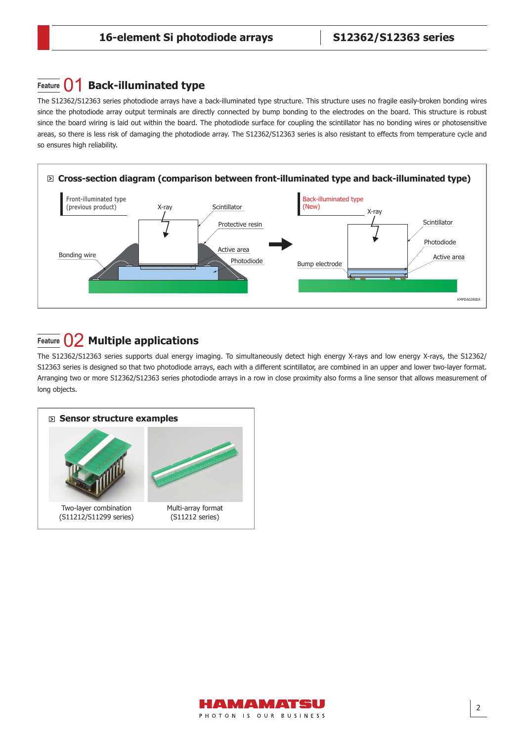## Feature 01 Back-illuminated type

The S12362/S12363 series photodiode arrays have a back-illuminated type structure. This structure uses no fragile easily-broken bonding wires since the photodiode array output terminals are directly connected by bump bonding to the electrodes on the board. This structure is robust since the board wiring is laid out within the board. The photodiode surface for coupling the scintillator has no bonding wires or photosensitive areas, so there is less risk of damaging the photodiode array. The S12362/S12363 series is also resistant to effects from temperature cycle and so ensures high reliability.

### Cross-section diagram (comparison between front-illuminated type and back-illuminated type)

Front-illuminated type (previous product): X-ray, Scintillator, Protective resin, Active area, Photodiode, Bonding wire

Back-illuminated type (New): X-ray, Scintillator, Photodiode, Active area, Bump electrode

KMPDA0280EA

## Feature 02 Multiple applications

The S12362/S12363 series supports dual energy imaging. To simultaneously detect high energy X-rays and low energy X-rays, the S12362/S12363 series is designed so that two photodiode arrays, each with a different scintillator, are combined in an upper and lower two-layer format. Arranging two or more S12362/S12363 series photodiode arrays in a row in close proximity also forms a line sensor that allows measurement of long objects.

### Sensor structure examples

Two-layer combination (S11212/S11299 series)

Multi-array format (S11212 series)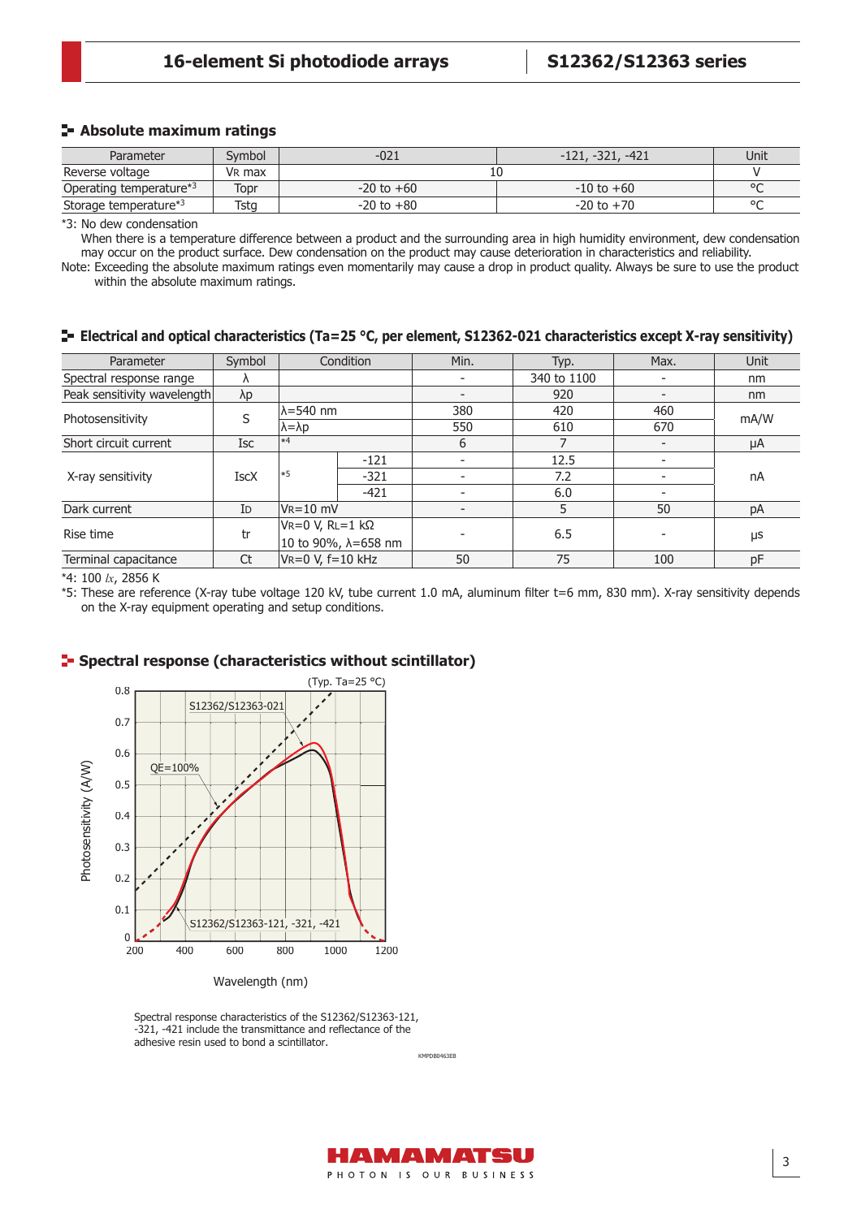## Absolute maximum ratings

| Parameter | Symbol | -021 | -121, -321, -421 | Unit |
|---|---|---|---|---|
| Reverse voltage | $V_R$ max | 10 | | V |
| Operating temperature*3 | Topr | -20 to +60 | -10 to +60 | °C |
| Storage temperature*3 | Tstg | -20 to +80 | -20 to +70 | °C |

*3: No dew condensation
When there is a temperature difference between a product and the surrounding area in high humidity environment, dew condensation may occur on the product surface. Dew condensation on the product may cause deterioration in characteristics and reliability.

Note: Exceeding the absolute maximum ratings even momentarily may cause a drop in product quality. Always be sure to use the product within the absolute maximum ratings.

## Electrical and optical characteristics (Ta=25 °C, per element, S12362-021 characteristics except X-ray sensitivity)

| Parameter | Symbol | Condition | | Min. | Typ. | Max. | Unit |
|---|---|---|---|---|---|---|---|
| Spectral response range | λ | | | - | 340 to 1100 | - | nm |
| Peak sensitivity wavelength | λp | | | - | 920 | - | nm |
| Photosensitivity | S | λ=540 nm | | 380 | 420 | 460 | mA/W |
| | | λ=λp | | 550 | 610 | 670 | |
| Short circuit current | Isc | *4 | | 6 | 7 | - | μA |
| X-ray sensitivity | IscX | *5 | -121 | - | 12.5 | - | nA |
| | | | -321 | - | 7.2 | - | |
| | | | -421 | - | 6.0 | - | |
| Dark current | $I_D$ | $V_R$=10 mV | | - | 5 | 50 | pA |
| Rise time | tr | $V_R$=0 V, $R_L$=1 kΩ, 10 to 90%, λ=658 nm | | - | 6.5 | - | μs |
| Terminal capacitance | Ct | $V_R$=0 V, f=10 kHz | | 50 | 75 | 100 | pF |

*4: 100 lx, 2856 K

*5: These are reference (X-ray tube voltage 120 kV, tube current 1.0 mA, aluminum filter t=6 mm, 830 mm). X-ray sensitivity depends on the X-ray equipment operating and setup conditions.

## Spectral response (characteristics without scintillator)

Spectral response characteristics of the S12362/S12363-121, -321, -421 include the transmittance and reflectance of the adhesive resin used to bond a scintillator.

KMPDB0463EB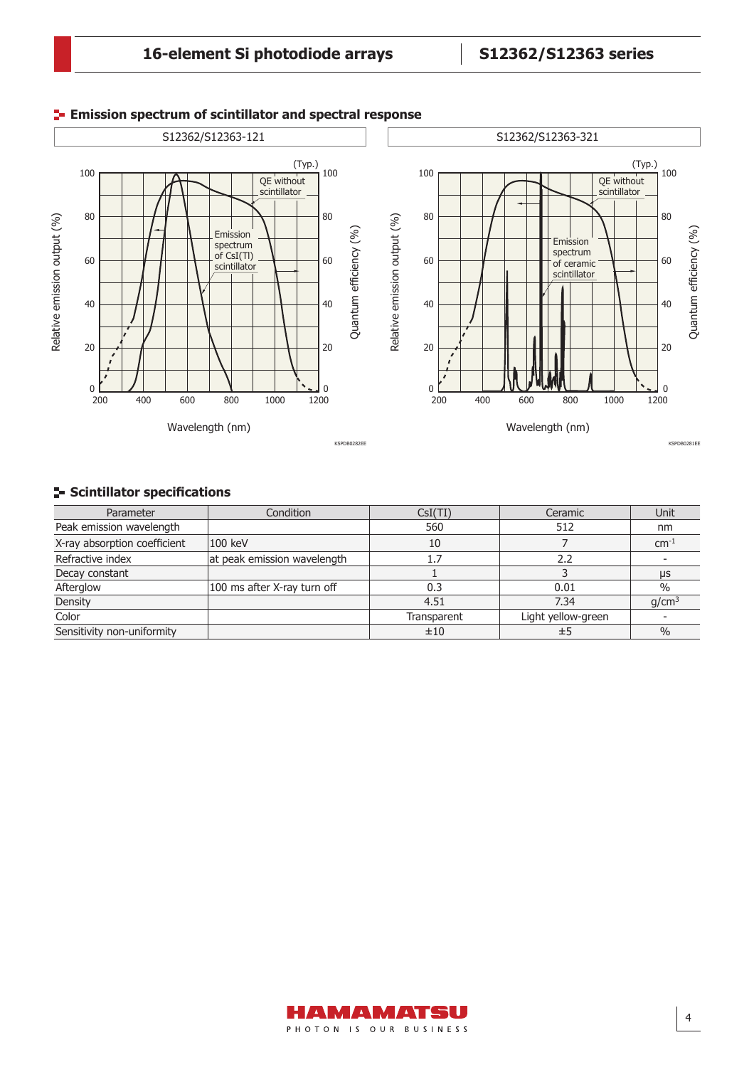## Emission spectrum of scintillator and spectral response

S12362/S12363-121

S12362/S12363-321

## Scintillator specifications

| Parameter | Condition | CsI(Tl) | Ceramic | Unit |
|---|---|---|---|---|
| Peak emission wavelength | | 560 | 512 | nm |
| X-ray absorption coefficient | 100 keV | 10 | 7 | $cm^{-1}$ |
| Refractive index | at peak emission wavelength | 1.7 | 2.2 | - |
| Decay constant | | 1 | 3 | μs |
| Afterglow | 100 ms after X-ray turn off | 0.3 | 0.01 | % |
| Density | | 4.51 | 7.34 | $g/cm^3$ |
| Color | | Transparent | Light yellow-green | - |
| Sensitivity non-uniformity | | ±10 | ±5 | % |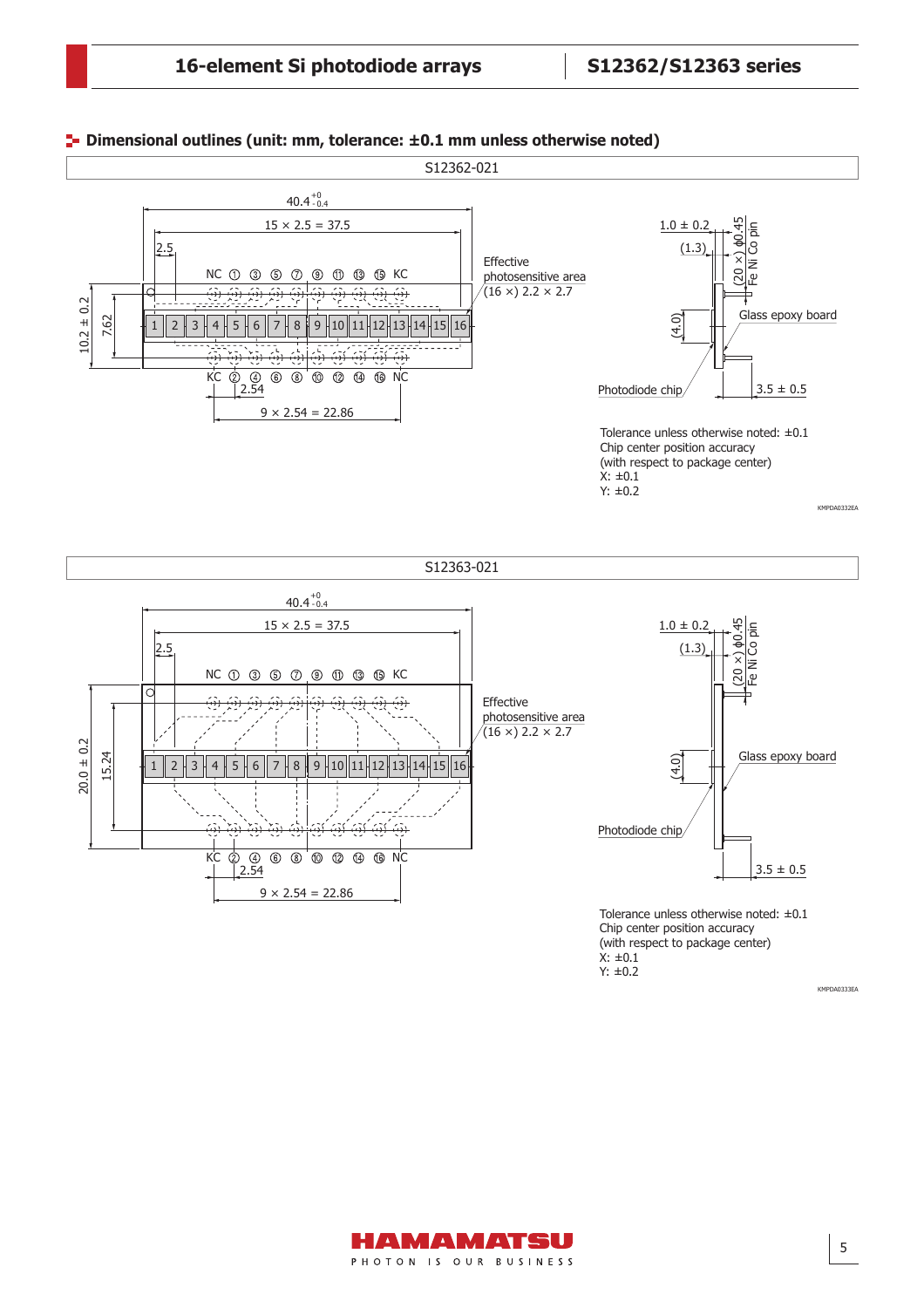## Dimensional outlines (unit: mm, tolerance: ±0.1 mm unless otherwise noted)

S12362-021

$40.4^{+0}_{-0.4}$

15 × 2.5 = 37.5

2.5

NC ① ③ ⑤ ⑦ ⑨ ⑪ ⑬ ⑮ KC

1 2 3 4 5 6 7 8 9 10 11 12 13 14 15 16

KC ② ④ ⑥ ⑧ ⑩ ⑫ ⑭ ⑯ NC

2.54

9 × 2.54 = 22.86

10.2 ± 0.2

7.62

Effective photosensitive area (16 ×) 2.2 × 2.7

1.0 ± 0.2

(1.3)

(20 ×) ϕ0.45 Fe Ni Co pin

(4.0)

Glass epoxy board

Photodiode chip

3.5 ± 0.5

Tolerance unless otherwise noted: ±0.1
Chip center position accuracy
(with respect to package center)
X: ±0.1
Y: ±0.2

KMPDA0332EA

S12363-021

$40.4^{+0}_{-0.4}$

15 × 2.5 = 37.5

2.5

NC ① ③ ⑤ ⑦ ⑨ ⑪ ⑬ ⑮ KC

1 2 3 4 5 6 7 8 9 10 11 12 13 14 15 16

KC ② ④ ⑥ ⑧ ⑩ ⑫ ⑭ ⑯ NC

2.54

9 × 2.54 = 22.86

20.0 ± 0.2

15.24

Effective photosensitive area (16 ×) 2.2 × 2.7

1.0 ± 0.2

(1.3)

(20 ×) ϕ0.45 Fe Ni Co pin

(4.0)

Glass epoxy board

Photodiode chip

3.5 ± 0.5

Tolerance unless otherwise noted: ±0.1
Chip center position accuracy
(with respect to package center)
X: ±0.1
Y: ±0.2

KMPDA0333EA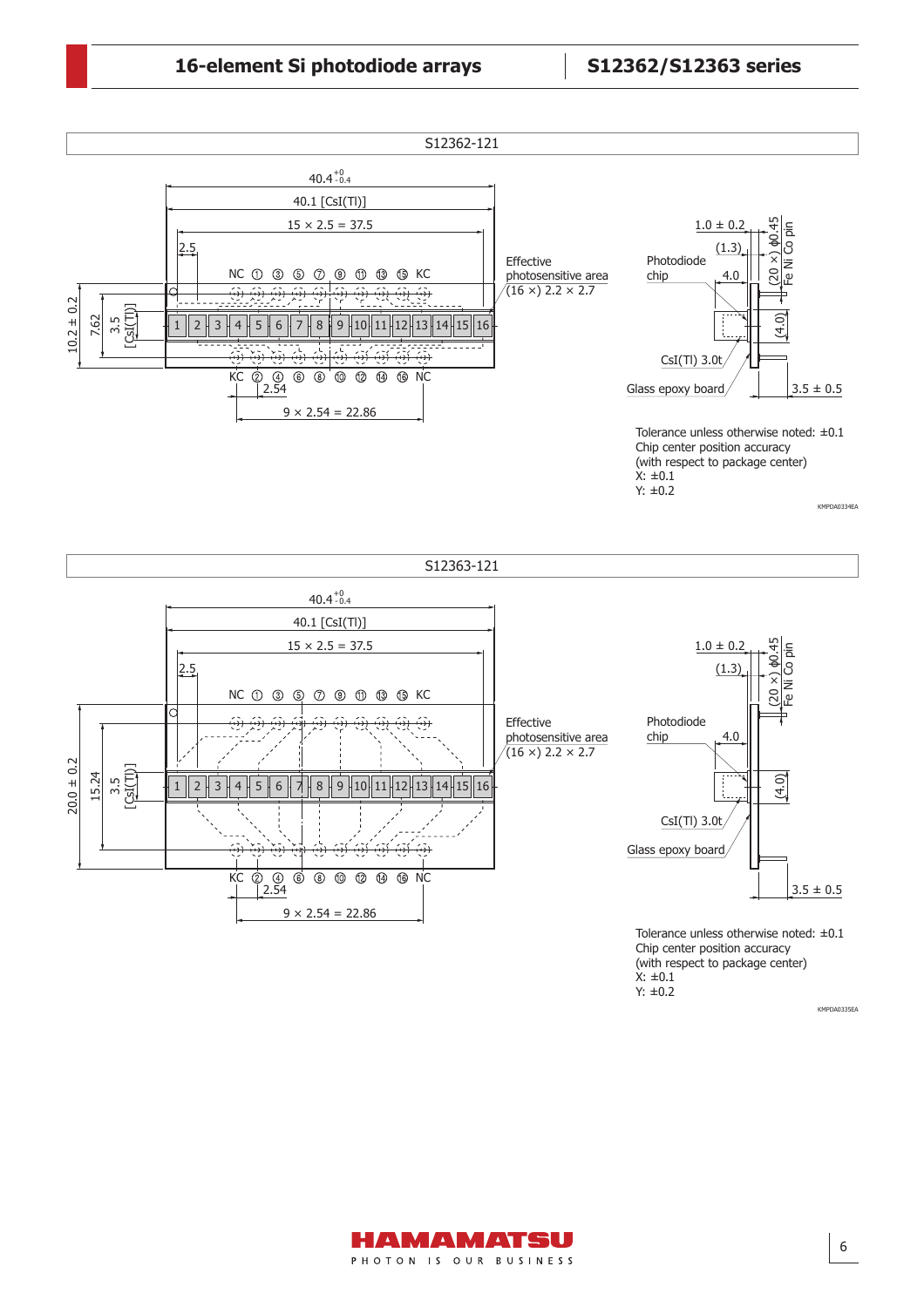S12362-121

40.4 $^{+0}_{-0.4}$

40.1 [CsI(Tl)]

15 × 2.5 = 37.5

2.5

NC ① ③ ⑤ ⑦ ⑨ ⑪ ⑬ ⑮ KC

Effective photosensitive area (16 ×) 2.2 × 2.7

1 2 3 4 5 6 7 8 9 10 11 12 13 14 15 16

10.2 ± 0.2

7.62

3.5 [CsI(Tl)]

KC ② ④ ⑥ ⑧ ⑩ ⑫ ⑭ ⑯ NC

2.54

9 × 2.54 = 22.86

1.0 ± 0.2

(1.3)

(20 ×) ϕ0.45 Fe Ni Co pin

Photodiode chip

4.0

(4.0)

CsI(Tl) 3.0t

Glass epoxy board

3.5 ± 0.5

Tolerance unless otherwise noted: ±0.1
Chip center position accuracy
(with respect to package center)
X: ±0.1
Y: ±0.2

KMPDA0334EA

S12363-121

40.4 $^{+0}_{-0.4}$

40.1 [CsI(Tl)]

15 × 2.5 = 37.5

2.5

NC ① ③ ⑤ ⑦ ⑨ ⑪ ⑬ ⑮ KC

Effective photosensitive area (16 ×) 2.2 × 2.7

1 2 3 4 5 6 7 8 9 10 11 12 13 14 15 16

20.0 ± 0.2

15.24

3.5 [CsI(Tl)]

KC ② ④ ⑥ ⑧ ⑩ ⑫ ⑭ ⑯ NC

2.54

9 × 2.54 = 22.86

1.0 ± 0.2

(1.3)

(20 ×) ϕ0.45 Fe Ni Co pin

Photodiode chip

4.0

(4.0)

CsI(Tl) 3.0t

Glass epoxy board

3.5 ± 0.5

Tolerance unless otherwise noted: ±0.1
Chip center position accuracy
(with respect to package center)
X: ±0.1
Y: ±0.2

KMPDA0335EA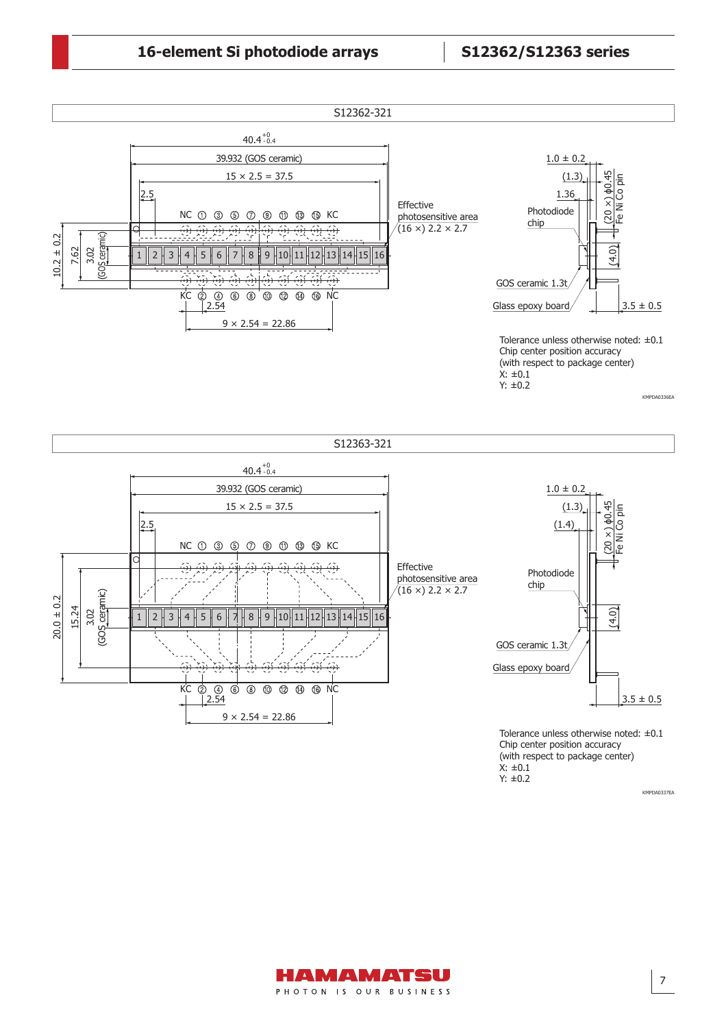## S12362-321

40.4 $^{+0}_{-0.4}$

39.932 (GOS ceramic)

15 × 2.5 = 37.5

2.5

NC ① ③ ⑤ ⑦ ⑨ ⑪ ⑬ ⑮ KC

1 2 3 4 5 6 7 8 9 10 11 12 13 14 15 16

KC ② ④ ⑥ ⑧ ⑩ ⑫ ⑭ ⑯ NC

2.54

9 × 2.54 = 22.86

10.2 ± 0.2

7.62

3.02 (GOS ceramic)

Effective photosensitive area (16 ×) 2.2 × 2.7

1.0 ± 0.2

(1.3)

1.36

(20 ×) ϕ0.45 Fe Ni Co pin

Photodiode chip

(4.0)

GOS ceramic 1.3t

Glass epoxy board

3.5 ± 0.5

Tolerance unless otherwise noted: ±0.1
Chip center position accuracy
(with respect to package center)
X: ±0.1
Y: ±0.2

KMPDA0336EA

## S12363-321

40.4 $^{+0}_{-0.4}$

39.932 (GOS ceramic)

15 × 2.5 = 37.5

2.5

NC ① ③ ⑤ ⑦ ⑨ ⑪ ⑬ ⑮ KC

1 2 3 4 5 6 7 8 9 10 11 12 13 14 15 16

KC ② ④ ⑥ ⑧ ⑩ ⑫ ⑭ ⑯ NC

2.54

9 × 2.54 = 22.86

20.0 ± 0.2

15.24

3.02 (GOS ceramic)

Effective photosensitive area (16 ×) 2.2 × 2.7

1.0 ± 0.2

(1.3)

(1.4)

(20 ×) ϕ0.45 Fe Ni Co pin

Photodiode chip

(4.0)

GOS ceramic 1.3t

Glass epoxy board

3.5 ± 0.5

Tolerance unless otherwise noted: ±0.1
Chip center position accuracy
(with respect to package center)
X: ±0.1
Y: ±0.2

KMPDA0337EA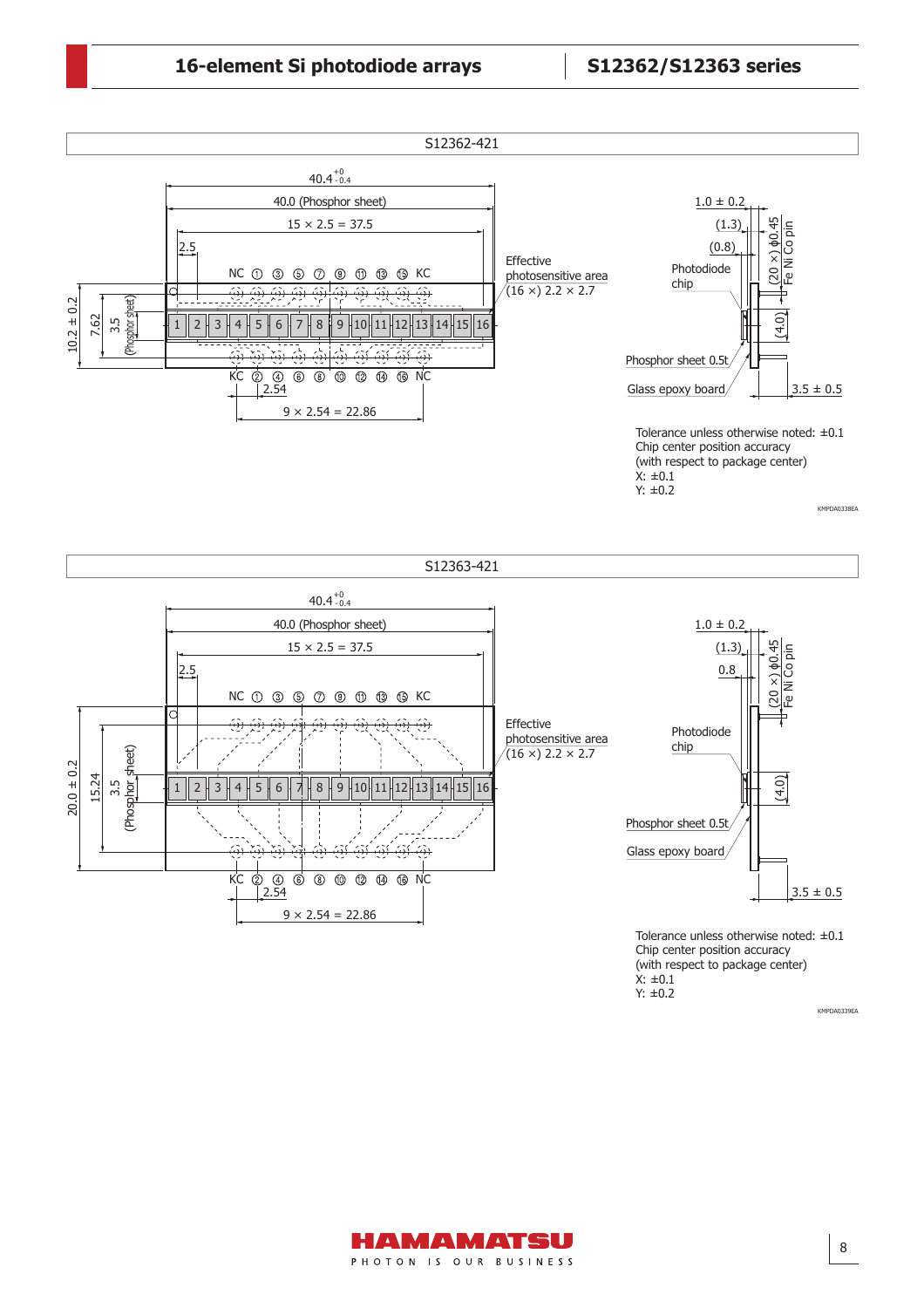## S12362-421

40.4 $^{+0}_{-0.4}$

40.0 (Phosphor sheet)

15 × 2.5 = 37.5

2.5

NC ① ③ ⑤ ⑦ ⑨ ⑪ ⑬ ⑮ KC

1 2 3 4 5 6 7 8 9 10 11 12 13 14 15 16

KC ② ④ ⑥ ⑧ ⑩ ⑫ ⑭ ⑯ NC

2.54

9 × 2.54 = 22.86

10.2 ± 0.2

7.62

3.5 (Phosphor sheet)

Effective photosensitive area (16 ×) 2.2 × 2.7

1.0 ± 0.2

(1.3)

(0.8)

(20 ×) ϕ0.45 Fe Ni Co pin

Photodiode chip

(4.0)

Phosphor sheet 0.5t

Glass epoxy board

3.5 ± 0.5

Tolerance unless otherwise noted: ±0.1
Chip center position accuracy
(with respect to package center)
X: ±0.1
Y: ±0.2

KMPDA0338EA

## S12363-421

40.4 $^{+0}_{-0.4}$

40.0 (Phosphor sheet)

15 × 2.5 = 37.5

2.5

NC ① ③ ⑤ ⑦ ⑨ ⑪ ⑬ ⑮ KC

1 2 3 4 5 6 7 8 9 10 11 12 13 14 15 16

KC ② ④ ⑥ ⑧ ⑩ ⑫ ⑭ ⑯ NC

2.54

9 × 2.54 = 22.86

20.0 ± 0.2

15.24

3.5 (Phosphor sheet)

Effective photosensitive area (16 ×) 2.2 × 2.7

1.0 ± 0.2

(1.3)

0.8

(20 ×) ϕ0.45 Fe Ni Co pin

Photodiode chip

(4.0)

Phosphor sheet 0.5t

Glass epoxy board

3.5 ± 0.5

Tolerance unless otherwise noted: ±0.1
Chip center position accuracy
(with respect to package center)
X: ±0.1
Y: ±0.2

KMPDA0339EA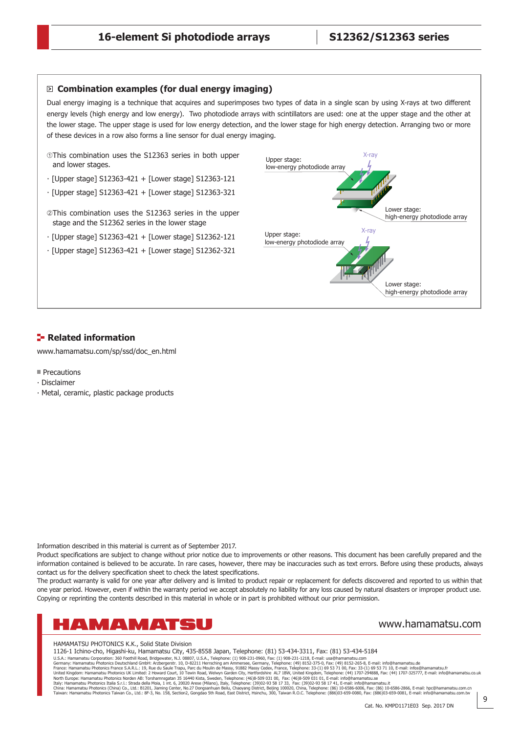## Combination examples (for dual energy imaging)

Dual energy imaging is a technique that acquires and superimposes two types of data in a single scan by using X-rays at two different energy levels (high energy and low energy). Two photodiode arrays with scintillators are used: one at the upper stage and the other at the lower stage. The upper stage is used for low energy detection, and the lower stage for high energy detection. Arranging two or more of these devices in a row also forms a line sensor for dual energy imaging.

①This combination uses the S12363 series in both upper and lower stages.

- [Upper stage] S12363-421 + [Lower stage] S12363-121
- [Upper stage] S12363-421 + [Lower stage] S12363-321

②This combination uses the S12363 series in the upper stage and the S12362 series in the lower stage

- [Upper stage] S12363-421 + [Lower stage] S12362-121
- [Upper stage] S12363-421 + [Lower stage] S12362-321

X-ray
Upper stage:
low-energy photodiode array
Lower stage:
high-energy photodiode array

X-ray
Upper stage:
low-energy photodiode array
Lower stage:
high-energy photodiode array

## Related information

www.hamamatsu.com/sp/ssd/doc_en.html

■ Precautions
- Disclaimer
- Metal, ceramic, plastic package products

Information described in this material is current as of September 2017.

Product specifications are subject to change without prior notice due to improvements or other reasons. This document has been carefully prepared and the information contained is believed to be accurate. In rare cases, however, there may be inaccuracies such as text errors. Before using these products, always contact us for the delivery specification sheet to check the latest specifications.

The product warranty is valid for one year after delivery and is limited to product repair or replacement for defects discovered and reported to us within that one year period. However, even if within the warranty period we accept absolutely no liability for any loss caused by natural disasters or improper product use.

Copying or reprinting the contents described in this material in whole or in part is prohibited without our prior permission.

HAMAMATSU

www.hamamatsu.com

HAMAMATSU PHOTONICS K.K., Solid State Division
1126-1 Ichino-cho, Higashi-ku, Hamamatsu City, 435-8558 Japan, Telephone: (81) 53-434-3311, Fax: (81) 53-434-5184
U.S.A.: Hamamatsu Corporation: 360 Foothill Road, Bridgewater, N.J. 08807, U.S.A., Telephone: (1) 908-231-0960, Fax: (1) 908-231-1218, E-mail: usa@hamamatsu.com
Germany: Hamamatsu Photonics Deutschland GmbH: Arzbergerstr. 10, D-82211 Herrsching am Ammersee, Germany, Telephone: (49) 8152-375-0, Fax: (49) 8152-265-8, E-mail: info@hamamatsu.de
France: Hamamatsu Photonics France S.A.R.L.: 19, Rue du Saule Trapu, Parc du Moulin de Massy, 91882 Massy Cedex, France, Telephone: 33-(1) 69 53 71 00, Fax: 33-(1) 69 53 71 10, E-mail: infos@hamamatsu.fr
United Kingdom: Hamamatsu Photonics UK Limited: 2 Howard Court, 10 Tewin Road, Welwyn Garden City, Hertfordshire AL7 1BW, United Kingdom, Telephone: (44) 1707-294888, Fax: (44) 1707-325777, E-mail: info@hamamatsu.co.uk
North Europe: Hamamatsu Photonics Norden AB: Torshamnsgatan 35 16440 Kista, Sweden, Telephone: (46)8-509 031 00, Fax: (46)8-509 031 01, E-mail: info@hamamatsu.se
Italy: Hamamatsu Photonics Italia S.r.l.: Strada della Moia, 1 int. 6, 20020 Arese (Milano), Italy, Telephone: (39)02-93 58 17 33, Fax: (39)02-93 58 17 41, E-mail: info@hamamatsu.it
China: Hamamatsu Photonics (China) Co., Ltd.: B1201, Jiaming Center, No.27 Dongsanhuan Beilu, Chaoyang District, Beijing 100020, China, Telephone: (86) 10-6586-6006, Fax: (86) 10-6586-2866, E-mail: hpc@hamamatsu.com.cn
Taiwan: Hamamatsu Photonics Taiwan Co., Ltd.: 8F-3, No. 158, Section2, Gongdao 5th Road, East District, Hsinchu, 300, Taiwan R.O.C. Telephone: (886)03-659-0080, Fax: (886)03-659-0081, E-mail: info@hamamatsu.com.tw

Cat. No. KMPD1171E03 Sep. 2017 DN